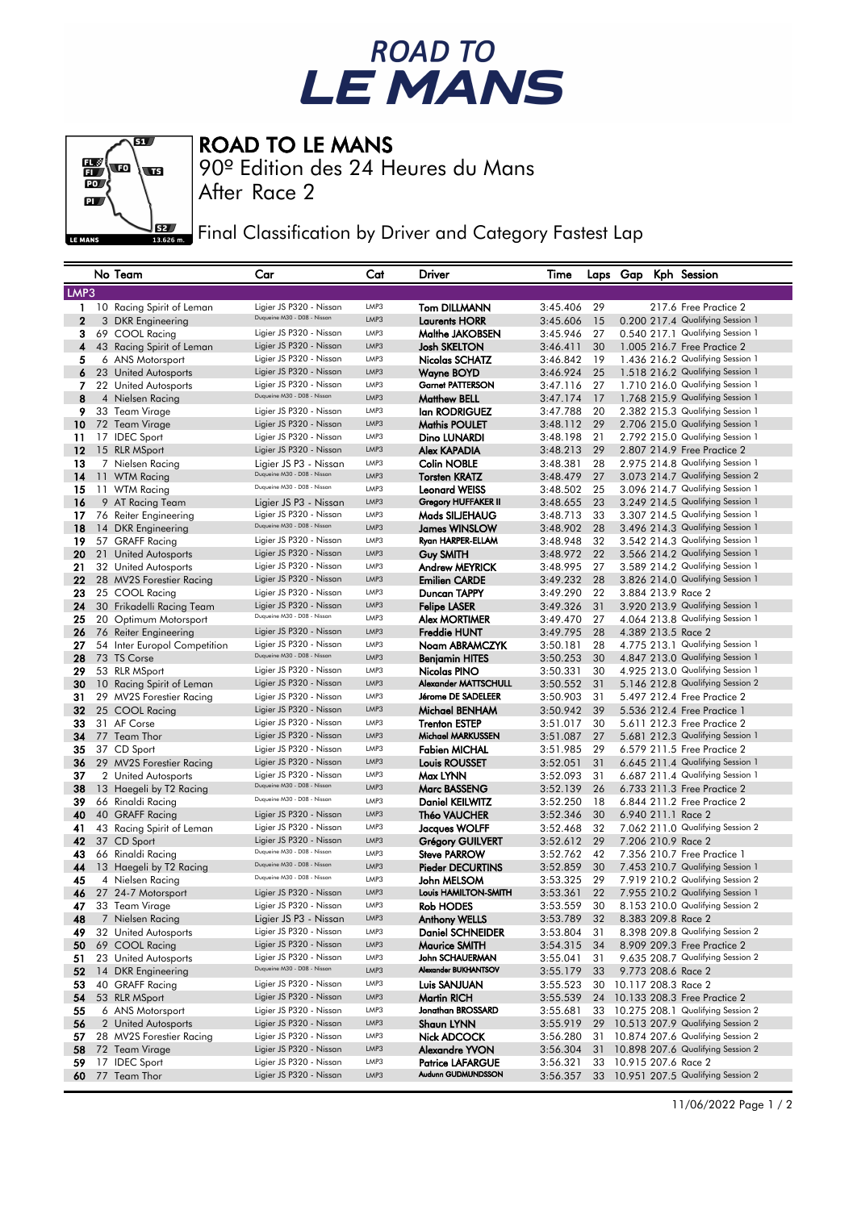# ROAD TO LE MANS

## ROAD TO LE MANS

90º Edition des 24 Heures du Mans

After Race 2

Final Classification by Driver and Category Fastest Lap

| | No | Team | Car | Cat | Driver | Time | Laps | Gap | Kph | Session |
|---|---|---|---|---|---|---|---|---|---|---|
| **LMP3** | | | | | | | | | | |
| 1 | 10 | Racing Spirit of Leman | Ligier JS P320 - Nissan | LMP3 | Tom DILLMANN | 3:45.406 | 29 | | 217.6 | Free Practice 2 |
| 2 | 3 | DKR Engineering | Duqueine M30 - D08 - Nissan | LMP3 | Laurents HORR | 3:45.606 | 15 | 0.200 | 217.4 | Qualifying Session 1 |
| 3 | 69 | COOL Racing | Ligier JS P320 - Nissan | LMP3 | Malthe JAKOBSEN | 3:45.946 | 27 | 0.540 | 217.1 | Qualifying Session 1 |
| 4 | 43 | Racing Spirit of Leman | Ligier JS P320 - Nissan | LMP3 | Josh SKELTON | 3:46.411 | 30 | 1.005 | 216.7 | Free Practice 2 |
| 5 | 6 | ANS Motorsport | Ligier JS P320 - Nissan | LMP3 | Nicolas SCHATZ | 3:46.842 | 19 | 1.436 | 216.2 | Qualifying Session 1 |
| 6 | 23 | United Autosports | Ligier JS P320 - Nissan | LMP3 | Wayne BOYD | 3:46.924 | 25 | 1.518 | 216.2 | Qualifying Session 1 |
| 7 | 22 | United Autosports | Ligier JS P320 - Nissan | LMP3 | Garnet PATTERSON | 3:47.116 | 27 | 1.710 | 216.0 | Qualifying Session 1 |
| 8 | 4 | Nielsen Racing | Duqueine M30 - D08 - Nissan | LMP3 | Matthew BELL | 3:47.174 | 17 | 1.768 | 215.9 | Qualifying Session 1 |
| 9 | 33 | Team Virage | Ligier JS P320 - Nissan | LMP3 | Ian RODRIGUEZ | 3:47.788 | 20 | 2.382 | 215.3 | Qualifying Session 1 |
| 10 | 72 | Team Virage | Ligier JS P320 - Nissan | LMP3 | Mathis POULET | 3:48.112 | 29 | 2.706 | 215.0 | Qualifying Session 1 |
| 11 | 17 | IDEC Sport | Ligier JS P320 - Nissan | LMP3 | Dino LUNARDI | 3:48.198 | 21 | 2.792 | 215.0 | Qualifying Session 1 |
| 12 | 15 | RLR MSport | Ligier JS P320 - Nissan | LMP3 | Alex KAPADIA | 3:48.213 | 29 | 2.807 | 214.9 | Free Practice 2 |
| 13 | 7 | Nielsen Racing | Ligier JS P3 - Nissan | LMP3 | Colin NOBLE | 3:48.381 | 28 | 2.975 | 214.8 | Qualifying Session 1 |
| 14 | 11 | WTM Racing | Duqueine M30 - D08 - Nissan | LMP3 | Torsten KRATZ | 3:48.479 | 27 | 3.073 | 214.7 | Qualifying Session 2 |
| 15 | 11 | WTM Racing | Duqueine M30 - D08 - Nissan | LMP3 | Leonard WEISS | 3:48.502 | 25 | 3.096 | 214.7 | Qualifying Session 1 |
| 16 | 9 | AT Racing Team | Ligier JS P3 - Nissan | LMP3 | Gregory HUFFAKER II | 3:48.655 | 23 | 3.249 | 214.5 | Qualifying Session 1 |
| 17 | 76 | Reiter Engineering | Ligier JS P320 - Nissan | LMP3 | Mads SILJEHAUG | 3:48.713 | 33 | 3.307 | 214.5 | Qualifying Session 1 |
| 18 | 14 | DKR Engineering | Duqueine M30 - D08 - Nissan | LMP3 | James WINSLOW | 3:48.902 | 28 | 3.496 | 214.3 | Qualifying Session 1 |
| 19 | 57 | GRAFF Racing | Ligier JS P320 - Nissan | LMP3 | Ryan HARPER-ELLAM | 3:48.948 | 32 | 3.542 | 214.3 | Qualifying Session 1 |
| 20 | 21 | United Autosports | Ligier JS P320 - Nissan | LMP3 | Guy SMITH | 3:48.972 | 22 | 3.566 | 214.2 | Qualifying Session 1 |
| 21 | 32 | United Autosports | Ligier JS P320 - Nissan | LMP3 | Andrew MEYRICK | 3:48.995 | 27 | 3.589 | 214.2 | Qualifying Session 1 |
| 22 | 28 | MV2S Forestier Racing | Ligier JS P320 - Nissan | LMP3 | Emilien CARDE | 3:49.232 | 28 | 3.826 | 214.0 | Qualifying Session 1 |
| 23 | 25 | COOL Racing | Ligier JS P320 - Nissan | LMP3 | Duncan TAPPY | 3:49.290 | 22 | 3.884 | 213.9 | Race 2 |
| 24 | 30 | Frikadelli Racing Team | Ligier JS P320 - Nissan | LMP3 | Felipe LASER | 3:49.326 | 31 | 3.920 | 213.9 | Qualifying Session 1 |
| 25 | 20 | Optimum Motorsport | Duqueine M30 - D08 - Nissan | LMP3 | Alex MORTIMER | 3:49.470 | 27 | 4.064 | 213.8 | Qualifying Session 1 |
| 26 | 76 | Reiter Engineering | Ligier JS P320 - Nissan | LMP3 | Freddie HUNT | 3:49.795 | 28 | 4.389 | 213.5 | Race 2 |
| 27 | 54 | Inter Europol Competition | Ligier JS P320 - Nissan | LMP3 | Noam ABRAMCZYK | 3:50.181 | 28 | 4.775 | 213.1 | Qualifying Session 1 |
| 28 | 73 | TS Corse | Duqueine M30 - D08 - Nissan | LMP3 | Benjamin HITES | 3:50.253 | 30 | 4.847 | 213.0 | Qualifying Session 1 |
| 29 | 53 | RLR MSport | Ligier JS P320 - Nissan | LMP3 | Nicolas PINO | 3:50.331 | 30 | 4.925 | 213.0 | Qualifying Session 1 |
| 30 | 10 | Racing Spirit of Leman | Ligier JS P320 - Nissan | LMP3 | Alexander MATTSCHULL | 3:50.552 | 31 | 5.146 | 212.8 | Qualifying Session 2 |
| 31 | 29 | MV2S Forestier Racing | Ligier JS P320 - Nissan | LMP3 | Jérome DE SADELEER | 3:50.903 | 31 | 5.497 | 212.4 | Free Practice 2 |
| 32 | 25 | COOL Racing | Ligier JS P320 - Nissan | LMP3 | Michael BENHAM | 3:50.942 | 39 | 5.536 | 212.4 | Free Practice 1 |
| 33 | 31 | AF Corse | Ligier JS P320 - Nissan | LMP3 | Trenton ESTEP | 3:51.017 | 30 | 5.611 | 212.3 | Free Practice 2 |
| 34 | 77 | Team Thor | Ligier JS P320 - Nissan | LMP3 | Michael MARKUSSEN | 3:51.087 | 27 | 5.681 | 212.3 | Qualifying Session 1 |
| 35 | 37 | CD Sport | Ligier JS P320 - Nissan | LMP3 | Fabien MICHAL | 3:51.985 | 29 | 6.579 | 211.5 | Free Practice 2 |
| 36 | 29 | MV2S Forestier Racing | Ligier JS P320 - Nissan | LMP3 | Louis ROUSSET | 3:52.051 | 31 | 6.645 | 211.4 | Qualifying Session 1 |
| 37 | 2 | United Autosports | Ligier JS P320 - Nissan | LMP3 | Max LYNN | 3:52.093 | 31 | 6.687 | 211.4 | Qualifying Session 1 |
| 38 | 13 | Haegeli by T2 Racing | Duqueine M30 - D08 - Nissan | LMP3 | Marc BASSENG | 3:52.139 | 26 | 6.733 | 211.3 | Free Practice 2 |
| 39 | 66 | Rinaldi Racing | Duqueine M30 - D08 - Nissan | LMP3 | Daniel KEILWITZ | 3:52.250 | 18 | 6.844 | 211.2 | Free Practice 2 |
| 40 | 40 | GRAFF Racing | Ligier JS P320 - Nissan | LMP3 | Théo VAUCHER | 3:52.346 | 30 | 6.940 | 211.1 | Race 2 |
| 41 | 43 | Racing Spirit of Leman | Ligier JS P320 - Nissan | LMP3 | Jacques WOLFF | 3:52.468 | 32 | 7.062 | 211.0 | Qualifying Session 2 |
| 42 | 37 | CD Sport | Ligier JS P320 - Nissan | LMP3 | Grégory GUILVERT | 3:52.612 | 29 | 7.206 | 210.9 | Race 2 |
| 43 | 66 | Rinaldi Racing | Duqueine M30 - D08 - Nissan | LMP3 | Steve PARROW | 3:52.762 | 42 | 7.356 | 210.7 | Free Practice 1 |
| 44 | 13 | Haegeli by T2 Racing | Duqueine M30 - D08 - Nissan | LMP3 | Pieder DECURTINS | 3:52.859 | 30 | 7.453 | 210.7 | Qualifying Session 1 |
| 45 | 4 | Nielsen Racing | Duqueine M30 - D08 - Nissan | LMP3 | John MELSOM | 3:53.325 | 29 | 7.919 | 210.2 | Qualifying Session 2 |
| 46 | 27 | 24-7 Motorsport | Ligier JS P320 - Nissan | LMP3 | Louis HAMILTON-SMITH | 3:53.361 | 22 | 7.955 | 210.2 | Qualifying Session 1 |
| 47 | 33 | Team Virage | Ligier JS P320 - Nissan | LMP3 | Rob HODES | 3:53.559 | 30 | 8.153 | 210.0 | Qualifying Session 2 |
| 48 | 7 | Nielsen Racing | Ligier JS P3 - Nissan | LMP3 | Anthony WELLS | 3:53.789 | 32 | 8.383 | 209.8 | Race 2 |
| 49 | 32 | United Autosports | Ligier JS P320 - Nissan | LMP3 | Daniel SCHNEIDER | 3:53.804 | 31 | 8.398 | 209.8 | Qualifying Session 2 |
| 50 | 69 | COOL Racing | Ligier JS P320 - Nissan | LMP3 | Maurice SMITH | 3:54.315 | 34 | 8.909 | 209.3 | Free Practice 2 |
| 51 | 23 | United Autosports | Ligier JS P320 - Nissan | LMP3 | John SCHAUERMAN | 3:55.041 | 31 | 9.635 | 208.7 | Qualifying Session 2 |
| 52 | 14 | DKR Engineering | Duqueine M30 - D08 - Nissan | LMP3 | Alexander BUKHANTSOV | 3:55.179 | 33 | 9.773 | 208.6 | Race 2 |
| 53 | 40 | GRAFF Racing | Ligier JS P320 - Nissan | LMP3 | Luis SANJUAN | 3:55.523 | 30 | 10.117 | 208.3 | Race 2 |
| 54 | 53 | RLR MSport | Ligier JS P320 - Nissan | LMP3 | Martin RICH | 3:55.539 | 24 | 10.133 | 208.3 | Free Practice 2 |
| 55 | 6 | ANS Motorsport | Ligier JS P320 - Nissan | LMP3 | Jonathan BROSSARD | 3:55.681 | 33 | 10.275 | 208.1 | Qualifying Session 2 |
| 56 | 2 | United Autosports | Ligier JS P320 - Nissan | LMP3 | Shaun LYNN | 3:55.919 | 29 | 10.513 | 207.9 | Qualifying Session 2 |
| 57 | 28 | MV2S Forestier Racing | Ligier JS P320 - Nissan | LMP3 | Nick ADCOCK | 3:56.280 | 31 | 10.874 | 207.6 | Qualifying Session 2 |
| 58 | 72 | Team Virage | Ligier JS P320 - Nissan | LMP3 | Alexandre YVON | 3:56.304 | 31 | 10.898 | 207.6 | Qualifying Session 2 |
| 59 | 17 | IDEC Sport | Ligier JS P320 - Nissan | LMP3 | Patrice LAFARGUE | 3:56.321 | 33 | 10.915 | 207.6 | Race 2 |
| 60 | 77 | Team Thor | Ligier JS P320 - Nissan | LMP3 | Audunn GUDMUNDSSON | 3:56.357 | 33 | 10.951 | 207.5 | Qualifying Session 2 |

11/06/2022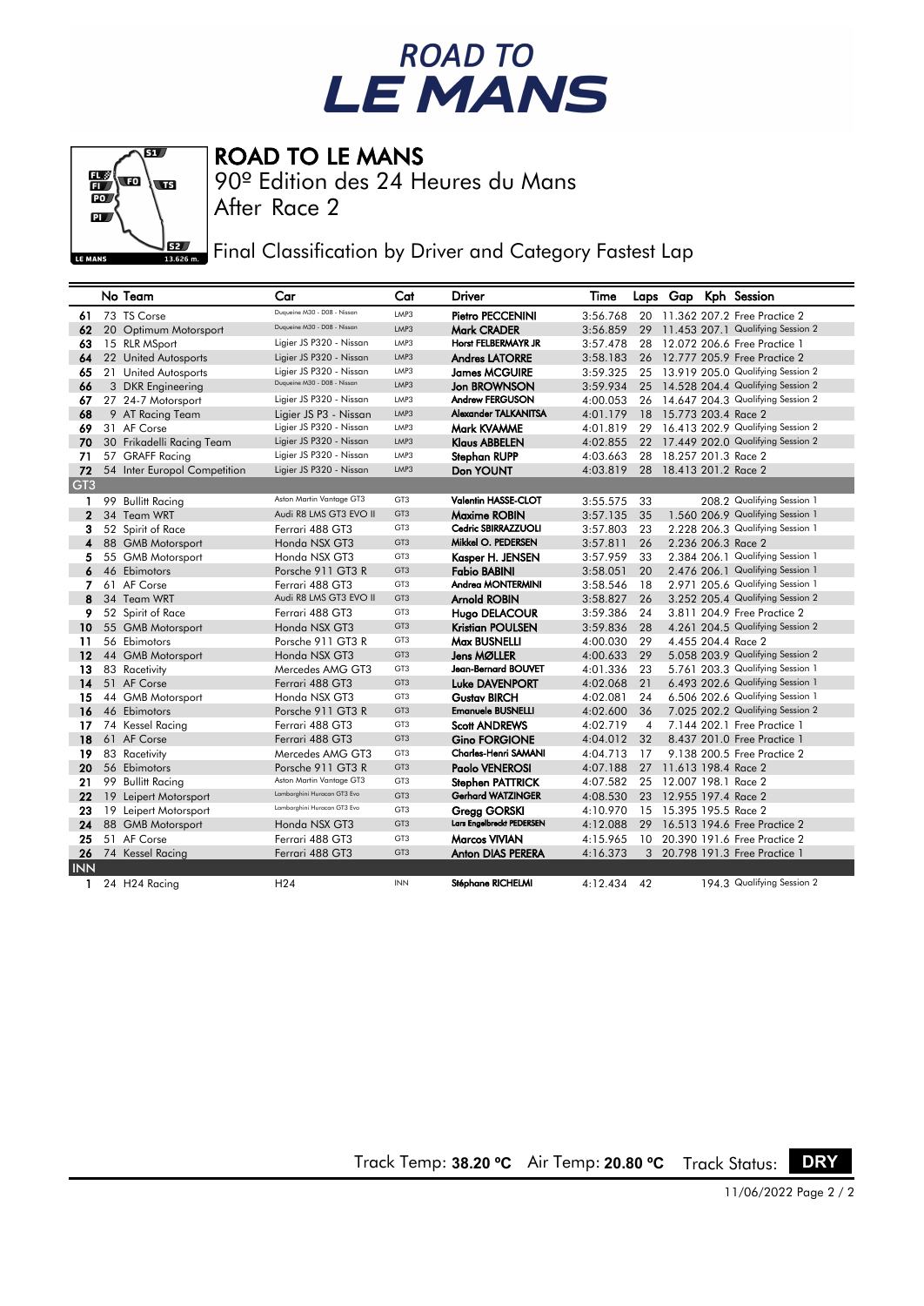# ROAD TO LE MANS

## ROAD TO LE MANS

90º Edition des 24 Heures du Mans

After Race 2

Final Classification by Driver and Category Fastest Lap

| | No | Team | Car | Cat | Driver | Time | Laps | Gap | Kph | Session |
|---|---|---|---|---|---|---|---|---|---|---|
| 61 | 73 | TS Corse | Duqueine M30 - D08 - Nissan | LMP3 | Pietro PECCENINI | 3:56.768 | 20 | 11.362 | 207.2 | Free Practice 2 |
| 62 | 20 | Optimum Motorsport | Duqueine M30 - D08 - Nissan | LMP3 | Mark CRADER | 3:56.859 | 29 | 11.453 | 207.1 | Qualifying Session 2 |
| 63 | 15 | RLR MSport | Ligier JS P320 - Nissan | LMP3 | Horst FELBERMAYR JR | 3:57.478 | 28 | 12.072 | 206.6 | Free Practice 1 |
| 64 | 22 | United Autosports | Ligier JS P320 - Nissan | LMP3 | Andres LATORRE | 3:58.183 | 26 | 12.777 | 205.9 | Free Practice 2 |
| 65 | 21 | United Autosports | Ligier JS P320 - Nissan | LMP3 | James MCGUIRE | 3:59.325 | 25 | 13.919 | 205.0 | Qualifying Session 2 |
| 66 | 3 | DKR Engineering | Duqueine M30 - D08 - Nissan | LMP3 | Jon BROWNSON | 3:59.934 | 25 | 14.528 | 204.4 | Qualifying Session 2 |
| 67 | 27 | 24-7 Motorsport | Ligier JS P320 - Nissan | LMP3 | Andrew FERGUSON | 4:00.053 | 26 | 14.647 | 204.3 | Qualifying Session 2 |
| 68 | 9 | AT Racing Team | Ligier JS P3 - Nissan | LMP3 | Alexander TALKANITSA | 4:01.179 | 18 | 15.773 | 203.4 | Race 2 |
| 69 | 31 | AF Corse | Ligier JS P320 - Nissan | LMP3 | Mark KVAMME | 4:01.819 | 29 | 16.413 | 202.9 | Qualifying Session 2 |
| 70 | 30 | Frikadelli Racing Team | Ligier JS P320 - Nissan | LMP3 | Klaus ABBELEN | 4:02.855 | 22 | 17.449 | 202.0 | Qualifying Session 2 |
| 71 | 57 | GRAFF Racing | Ligier JS P320 - Nissan | LMP3 | Stephan RUPP | 4:03.663 | 28 | 18.257 | 201.3 | Race 2 |
| 72 | 54 | Inter Europol Competition | Ligier JS P320 - Nissan | LMP3 | Don YOUNT | 4:03.819 | 28 | 18.413 | 201.2 | Race 2 |
| **GT3** | | | | | | | | | | |
| 1 | 99 | Bullitt Racing | Aston Martin Vantage GT3 | GT3 | Valentin HASSE-CLOT | 3:55.575 | 33 | | 208.2 | Qualifying Session 1 |
| 2 | 34 | Team WRT | Audi R8 LMS GT3 EVO II | GT3 | Maxime ROBIN | 3:57.135 | 35 | 1.560 | 206.9 | Qualifying Session 1 |
| 3 | 52 | Spirit of Race | Ferrari 488 GT3 | GT3 | Cedric SBIRRAZZUOLI | 3:57.803 | 23 | 2.228 | 206.3 | Qualifying Session 1 |
| 4 | 88 | GMB Motorsport | Honda NSX GT3 | GT3 | Mikkel O. PEDERSEN | 3:57.811 | 26 | 2.236 | 206.3 | Race 2 |
| 5 | 55 | GMB Motorsport | Honda NSX GT3 | GT3 | Kasper H. JENSEN | 3:57.959 | 33 | 2.384 | 206.1 | Qualifying Session 1 |
| 6 | 46 | Ebimotors | Porsche 911 GT3 R | GT3 | Fabio BABINI | 3:58.051 | 20 | 2.476 | 206.1 | Qualifying Session 1 |
| 7 | 61 | AF Corse | Ferrari 488 GT3 | GT3 | Andrea MONTERMINI | 3:58.546 | 18 | 2.971 | 205.6 | Qualifying Session 1 |
| 8 | 34 | Team WRT | Audi R8 LMS GT3 EVO II | GT3 | Arnold ROBIN | 3:58.827 | 26 | 3.252 | 205.4 | Qualifying Session 2 |
| 9 | 52 | Spirit of Race | Ferrari 488 GT3 | GT3 | Hugo DELACOUR | 3:59.386 | 24 | 3.811 | 204.9 | Free Practice 2 |
| 10 | 55 | GMB Motorsport | Honda NSX GT3 | GT3 | Kristian POULSEN | 3:59.836 | 28 | 4.261 | 204.5 | Qualifying Session 2 |
| 11 | 56 | Ebimotors | Porsche 911 GT3 R | GT3 | Max BUSNELLI | 4:00.030 | 29 | 4.455 | 204.4 | Race 2 |
| 12 | 44 | GMB Motorsport | Honda NSX GT3 | GT3 | Jens MØLLER | 4:00.633 | 29 | 5.058 | 203.9 | Qualifying Session 2 |
| 13 | 83 | Racetivity | Mercedes AMG GT3 | GT3 | Jean-Bernard BOUVET | 4:01.336 | 23 | 5.761 | 203.3 | Qualifying Session 1 |
| 14 | 51 | AF Corse | Ferrari 488 GT3 | GT3 | Luke DAVENPORT | 4:02.068 | 21 | 6.493 | 202.6 | Qualifying Session 1 |
| 15 | 44 | GMB Motorsport | Honda NSX GT3 | GT3 | Gustav BIRCH | 4:02.081 | 24 | 6.506 | 202.6 | Qualifying Session 1 |
| 16 | 46 | Ebimotors | Porsche 911 GT3 R | GT3 | Emanuele BUSNELLI | 4:02.600 | 36 | 7.025 | 202.2 | Qualifying Session 2 |
| 17 | 74 | Kessel Racing | Ferrari 488 GT3 | GT3 | Scott ANDREWS | 4:02.719 | 4 | 7.144 | 202.1 | Free Practice 1 |
| 18 | 61 | AF Corse | Ferrari 488 GT3 | GT3 | Gino FORGIONE | 4:04.012 | 32 | 8.437 | 201.0 | Free Practice 1 |
| 19 | 83 | Racetivity | Mercedes AMG GT3 | GT3 | Charles-Henri SAMANI | 4:04.713 | 17 | 9.138 | 200.5 | Free Practice 2 |
| 20 | 56 | Ebimotors | Porsche 911 GT3 R | GT3 | Paolo VENEROSI | 4:07.188 | 27 | 11.613 | 198.4 | Race 2 |
| 21 | 99 | Bullitt Racing | Aston Martin Vantage GT3 | GT3 | Stephen PATTRICK | 4:07.582 | 25 | 12.007 | 198.1 | Race 2 |
| 22 | 19 | Leipert Motorsport | Lamborghini Huracan GT3 Evo | GT3 | Gerhard WATZINGER | 4:08.530 | 23 | 12.955 | 197.4 | Race 2 |
| 23 | 19 | Leipert Motorsport | Lamborghini Huracan GT3 Evo | GT3 | Gregg GORSKI | 4:10.970 | 15 | 15.395 | 195.5 | Race 2 |
| 24 | 88 | GMB Motorsport | Honda NSX GT3 | GT3 | Lars Engelbrecht PEDERSEN | 4:12.088 | 29 | 16.513 | 194.6 | Free Practice 2 |
| 25 | 51 | AF Corse | Ferrari 488 GT3 | GT3 | Marcos VIVIAN | 4:15.965 | 10 | 20.390 | 191.6 | Free Practice 2 |
| 26 | 74 | Kessel Racing | Ferrari 488 GT3 | GT3 | Anton DIAS PERERA | 4:16.373 | 3 | 20.798 | 191.3 | Free Practice 1 |
| **INN** | | | | | | | | | | |
| 1 | 24 | H24 Racing | H24 | INN | Stéphane RICHELMI | 4:12.434 | 42 | | 194.3 | Qualifying Session 2 |

Track Temp: **38.20 ºC** Air Temp: **20.80 ºC** Track Status: **DRY**

11/06/2022